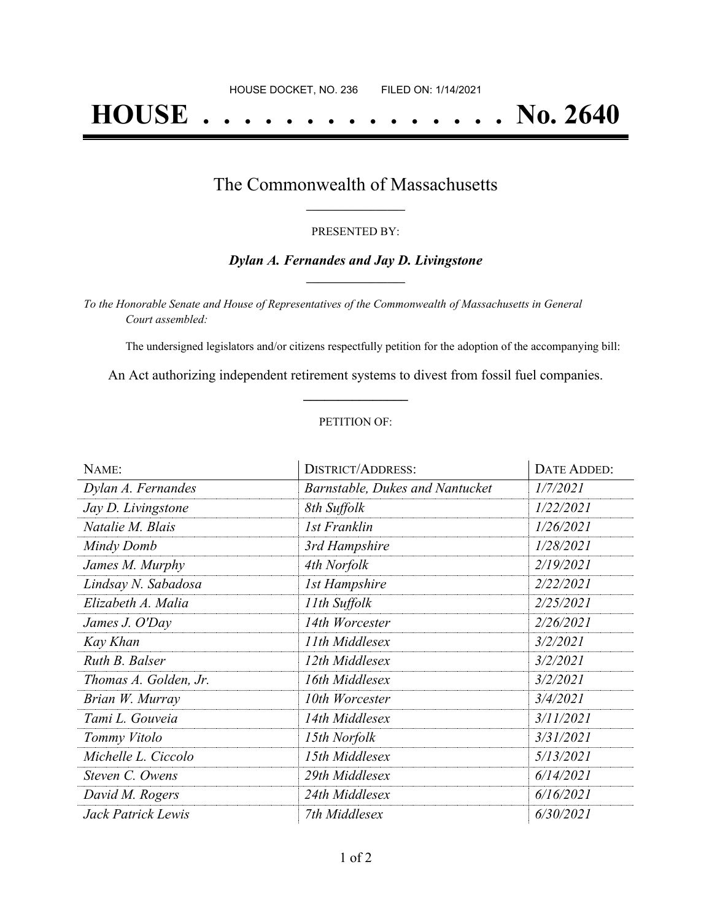HOUSE DOCKET, NO. 236 FILED ON: 1/14/2021

# HOUSE . . . . . . . . . . . . . . . No. 2640

## The Commonwealth of Massachusetts

PRESENTED BY:

***Dylan A. Fernandes and Jay D. Livingstone***

*To the Honorable Senate and House of Representatives of the Commonwealth of Massachusetts in General Court assembled:*

The undersigned legislators and/or citizens respectfully petition for the adoption of the accompanying bill:

An Act authorizing independent retirement systems to divest from fossil fuel companies.

PETITION OF:

| NAME: | DISTRICT/ADDRESS: | DATE ADDED: |
|---|---|---|
| *Dylan A. Fernandes* | *Barnstable, Dukes and Nantucket* | *1/7/2021* |
| *Jay D. Livingstone* | *8th Suffolk* | *1/22/2021* |
| *Natalie M. Blais* | *1st Franklin* | *1/26/2021* |
| *Mindy Domb* | *3rd Hampshire* | *1/28/2021* |
| *James M. Murphy* | *4th Norfolk* | *2/19/2021* |
| *Lindsay N. Sabadosa* | *1st Hampshire* | *2/22/2021* |
| *Elizabeth A. Malia* | *11th Suffolk* | *2/25/2021* |
| *James J. O'Day* | *14th Worcester* | *2/26/2021* |
| *Kay Khan* | *11th Middlesex* | *3/2/2021* |
| *Ruth B. Balser* | *12th Middlesex* | *3/2/2021* |
| *Thomas A. Golden, Jr.* | *16th Middlesex* | *3/2/2021* |
| *Brian W. Murray* | *10th Worcester* | *3/4/2021* |
| *Tami L. Gouveia* | *14th Middlesex* | *3/11/2021* |
| *Tommy Vitolo* | *15th Norfolk* | *3/31/2021* |
| *Michelle L. Ciccolo* | *15th Middlesex* | *5/13/2021* |
| *Steven C. Owens* | *29th Middlesex* | *6/14/2021* |
| *David M. Rogers* | *24th Middlesex* | *6/16/2021* |
| *Jack Patrick Lewis* | *7th Middlesex* | *6/30/2021* |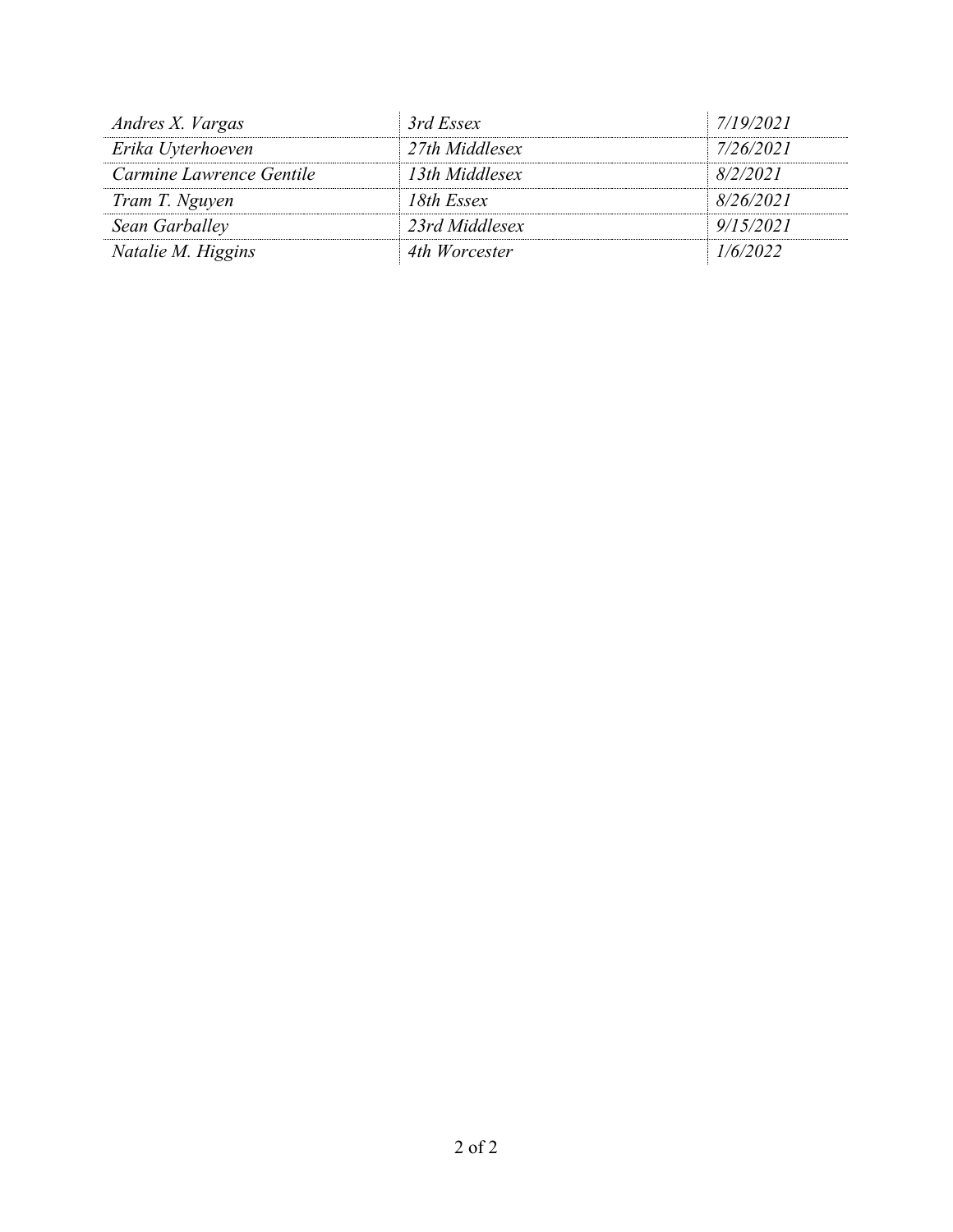| | | |
|---|---|---|
| *Andres X. Vargas* | *3rd Essex* | *7/19/2021* |
| *Erika Uyterhoeven* | *27th Middlesex* | *7/26/2021* |
| *Carmine Lawrence Gentile* | *13th Middlesex* | *8/2/2021* |
| *Tram T. Nguyen* | *18th Essex* | *8/26/2021* |
| *Sean Garballey* | *23rd Middlesex* | *9/15/2021* |
| *Natalie M. Higgins* | *4th Worcester* | *1/6/2022* |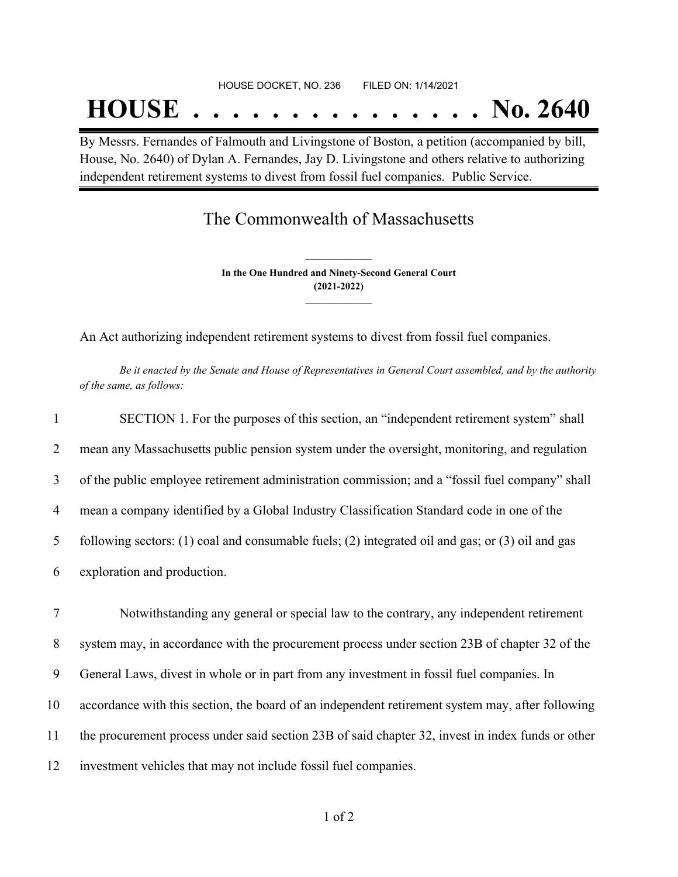HOUSE DOCKET, NO. 236        FILED ON: 1/14/2021

# HOUSE . . . . . . . . . . . . . . . No. 2640

By Messrs. Fernandes of Falmouth and Livingstone of Boston, a petition (accompanied by bill, House, No. 2640) of Dylan A. Fernandes, Jay D. Livingstone and others relative to authorizing independent retirement systems to divest from fossil fuel companies. Public Service.

## The Commonwealth of Massachusetts

**In the One Hundred and Ninety-Second General Court**
**(2021-2022)**

An Act authorizing independent retirement systems to divest from fossil fuel companies.

*Be it enacted by the Senate and House of Representatives in General Court assembled, and by the authority of the same, as follows:*

1 SECTION 1. For the purposes of this section, an "independent retirement system" shall
2 mean any Massachusetts public pension system under the oversight, monitoring, and regulation
3 of the public employee retirement administration commission; and a "fossil fuel company" shall
4 mean a company identified by a Global Industry Classification Standard code in one of the
5 following sectors: (1) coal and consumable fuels; (2) integrated oil and gas; or (3) oil and gas
6 exploration and production.

7 Notwithstanding any general or special law to the contrary, any independent retirement
8 system may, in accordance with the procurement process under section 23B of chapter 32 of the
9 General Laws, divest in whole or in part from any investment in fossil fuel companies. In
10 accordance with this section, the board of an independent retirement system may, after following
11 the procurement process under said section 23B of said chapter 32, invest in index funds or other
12 investment vehicles that may not include fossil fuel companies.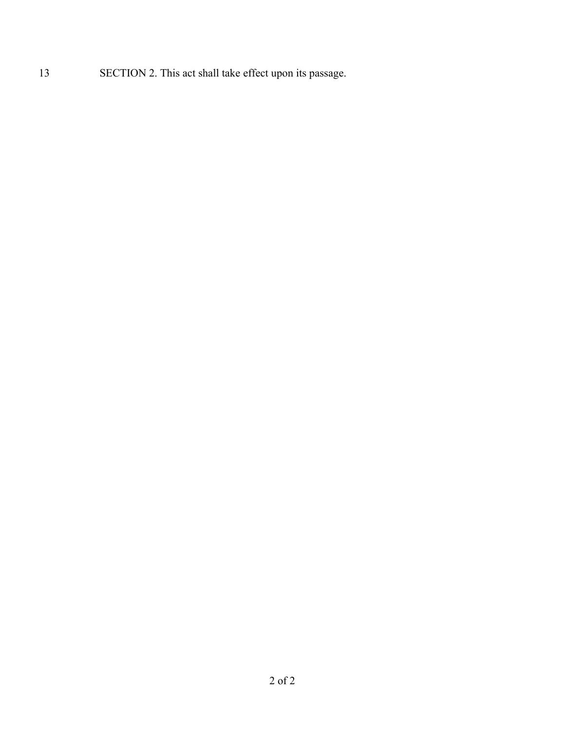13 SECTION 2. This act shall take effect upon its passage.